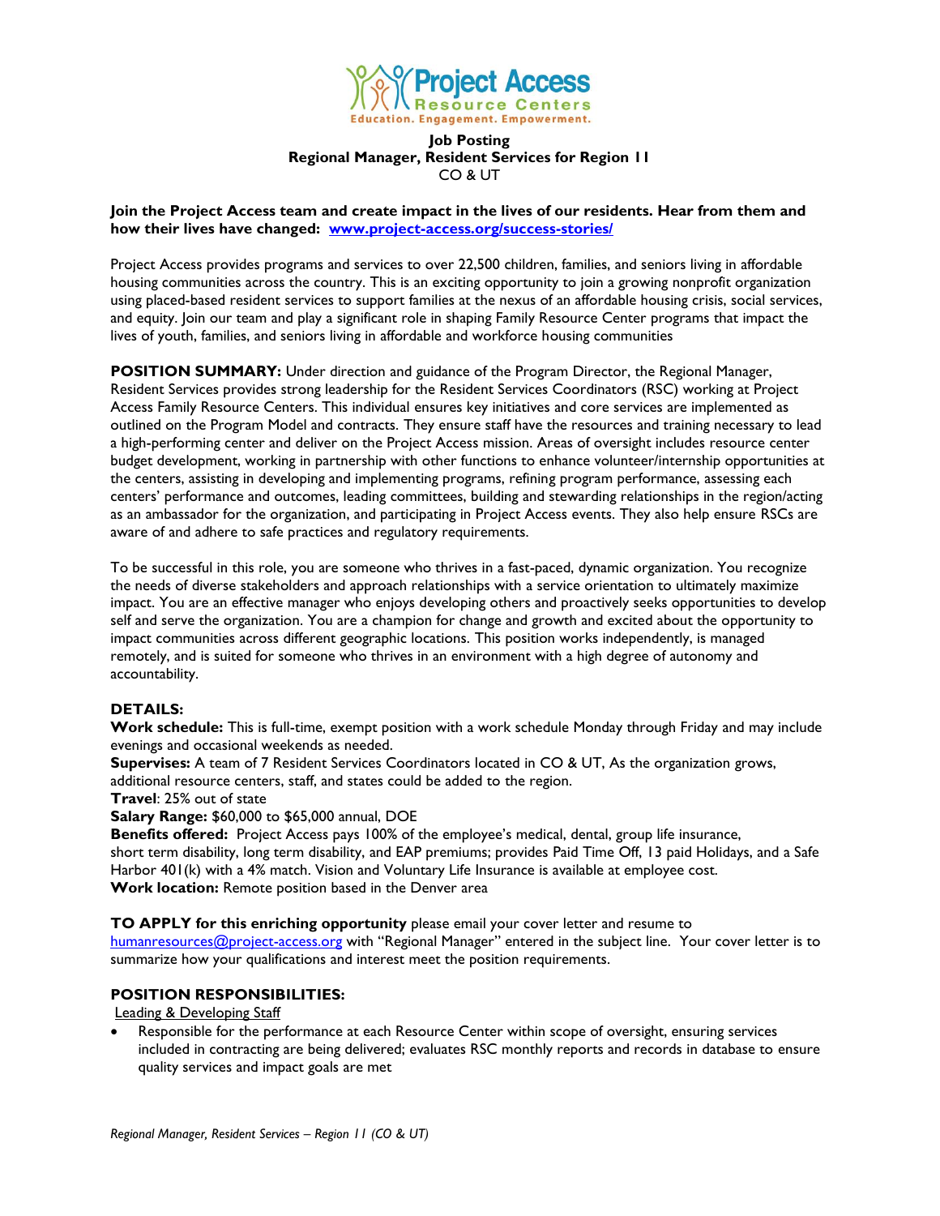Project Access Resource Centers
Education. Engagement. Empowerment.

# Job Posting
## Regional Manager, Resident Services for Region 11
CO & UT

**Join the Project Access team and create impact in the lives of our residents. Hear from them and how their lives have changed: [www.project-access.org/success-stories/](www.project-access.org/success-stories/)**

Project Access provides programs and services to over 22,500 children, families, and seniors living in affordable housing communities across the country. This is an exciting opportunity to join a growing nonprofit organization using placed-based resident services to support families at the nexus of an affordable housing crisis, social services, and equity. Join our team and play a significant role in shaping Family Resource Center programs that impact the lives of youth, families, and seniors living in affordable and workforce housing communities

**POSITION SUMMARY:** Under direction and guidance of the Program Director, the Regional Manager, Resident Services provides strong leadership for the Resident Services Coordinators (RSC) working at Project Access Family Resource Centers. This individual ensures key initiatives and core services are implemented as outlined on the Program Model and contracts. They ensure staff have the resources and training necessary to lead a high-performing center and deliver on the Project Access mission. Areas of oversight includes resource center budget development, working in partnership with other functions to enhance volunteer/internship opportunities at the centers, assisting in developing and implementing programs, refining program performance, assessing each centers' performance and outcomes, leading committees, building and stewarding relationships in the region/acting as an ambassador for the organization, and participating in Project Access events. They also help ensure RSCs are aware of and adhere to safe practices and regulatory requirements.

To be successful in this role, you are someone who thrives in a fast-paced, dynamic organization. You recognize the needs of diverse stakeholders and approach relationships with a service orientation to ultimately maximize impact. You are an effective manager who enjoys developing others and proactively seeks opportunities to develop self and serve the organization. You are a champion for change and growth and excited about the opportunity to impact communities across different geographic locations. This position works independently, is managed remotely, and is suited for someone who thrives in an environment with a high degree of autonomy and accountability.

**DETAILS:**

**Work schedule:** This is full-time, exempt position with a work schedule Monday through Friday and may include evenings and occasional weekends as needed.
**Supervises:** A team of 7 Resident Services Coordinators located in CO & UT, As the organization grows, additional resource centers, staff, and states could be added to the region.
**Travel**: 25% out of state
**Salary Range:** $60,000 to $65,000 annual, DOE
**Benefits offered:** Project Access pays 100% of the employee's medical, dental, group life insurance, short term disability, long term disability, and EAP premiums; provides Paid Time Off, 13 paid Holidays, and a Safe Harbor 401(k) with a 4% match. Vision and Voluntary Life Insurance is available at employee cost.
**Work location:** Remote position based in the Denver area

**TO APPLY for this enriching opportunity** please email your cover letter and resume to [humanresources@project-access.org](mailto:humanresources@project-access.org) with "Regional Manager" entered in the subject line. Your cover letter is to summarize how your qualifications and interest meet the position requirements.

**POSITION RESPONSIBILITIES:**

Leading & Developing Staff

- Responsible for the performance at each Resource Center within scope of oversight, ensuring services included in contracting are being delivered; evaluates RSC monthly reports and records in database to ensure quality services and impact goals are met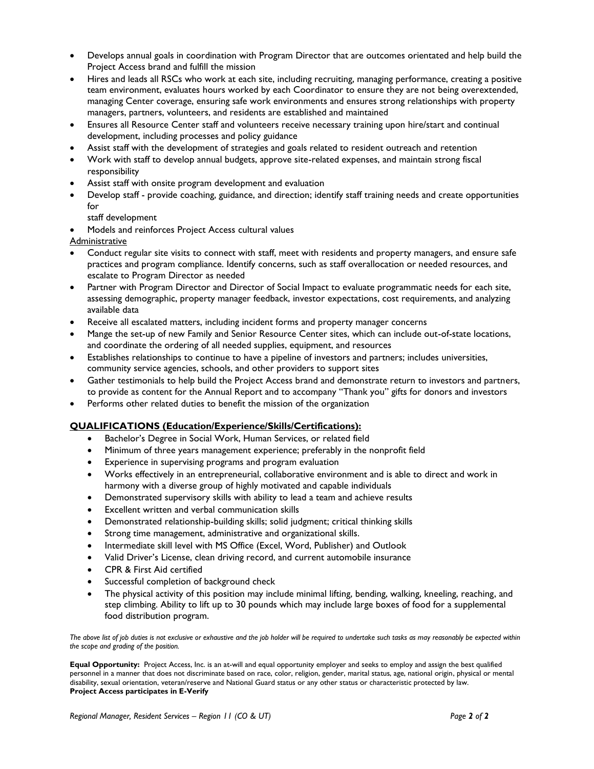- Develops annual goals in coordination with Program Director that are outcomes orientated and help build the Project Access brand and fulfill the mission
- Hires and leads all RSCs who work at each site, including recruiting, managing performance, creating a positive team environment, evaluates hours worked by each Coordinator to ensure they are not being overextended, managing Center coverage, ensuring safe work environments and ensures strong relationships with property managers, partners, volunteers, and residents are established and maintained
- Ensures all Resource Center staff and volunteers receive necessary training upon hire/start and continual development, including processes and policy guidance
- Assist staff with the development of strategies and goals related to resident outreach and retention
- Work with staff to develop annual budgets, approve site-related expenses, and maintain strong fiscal responsibility
- Assist staff with onsite program development and evaluation
- Develop staff - provide coaching, guidance, and direction; identify staff training needs and create opportunities for staff development
- Models and reinforces Project Access cultural values

<u>Administrative</u>

- Conduct regular site visits to connect with staff, meet with residents and property managers, and ensure safe practices and program compliance. Identify concerns, such as staff overallocation or needed resources, and escalate to Program Director as needed
- Partner with Program Director and Director of Social Impact to evaluate programmatic needs for each site, assessing demographic, property manager feedback, investor expectations, cost requirements, and analyzing available data
- Receive all escalated matters, including incident forms and property manager concerns
- Mange the set-up of new Family and Senior Resource Center sites, which can include out-of-state locations, and coordinate the ordering of all needed supplies, equipment, and resources
- Establishes relationships to continue to have a pipeline of investors and partners; includes universities, community service agencies, schools, and other providers to support sites
- Gather testimonials to help build the Project Access brand and demonstrate return to investors and partners, to provide as content for the Annual Report and to accompany "Thank you" gifts for donors and investors
- Performs other related duties to benefit the mission of the organization

**<u>QUALIFICATIONS (Education/Experience/Skills/Certifications):</u>**

- Bachelor's Degree in Social Work, Human Services, or related field
- Minimum of three years management experience; preferably in the nonprofit field
- Experience in supervising programs and program evaluation
- Works effectively in an entrepreneurial, collaborative environment and is able to direct and work in harmony with a diverse group of highly motivated and capable individuals
- Demonstrated supervisory skills with ability to lead a team and achieve results
- Excellent written and verbal communication skills
- Demonstrated relationship-building skills; solid judgment; critical thinking skills
- Strong time management, administrative and organizational skills.
- Intermediate skill level with MS Office (Excel, Word, Publisher) and Outlook
- Valid Driver's License, clean driving record, and current automobile insurance
- CPR & First Aid certified
- Successful completion of background check
- The physical activity of this position may include minimal lifting, bending, walking, kneeling, reaching, and step climbing. Ability to lift up to 30 pounds which may include large boxes of food for a supplemental food distribution program.

*The above list of job duties is not exclusive or exhaustive and the job holder will be required to undertake such tasks as may reasonably be expected within the scope and grading of the position.*

**Equal Opportunity:** Project Access, Inc. is an at-will and equal opportunity employer and seeks to employ and assign the best qualified personnel in a manner that does not discriminate based on race, color, religion, gender, marital status, age, national origin, physical or mental disability, sexual orientation, veteran/reserve and National Guard status or any other status or characteristic protected by law.
**Project Access participates in E-Verify**